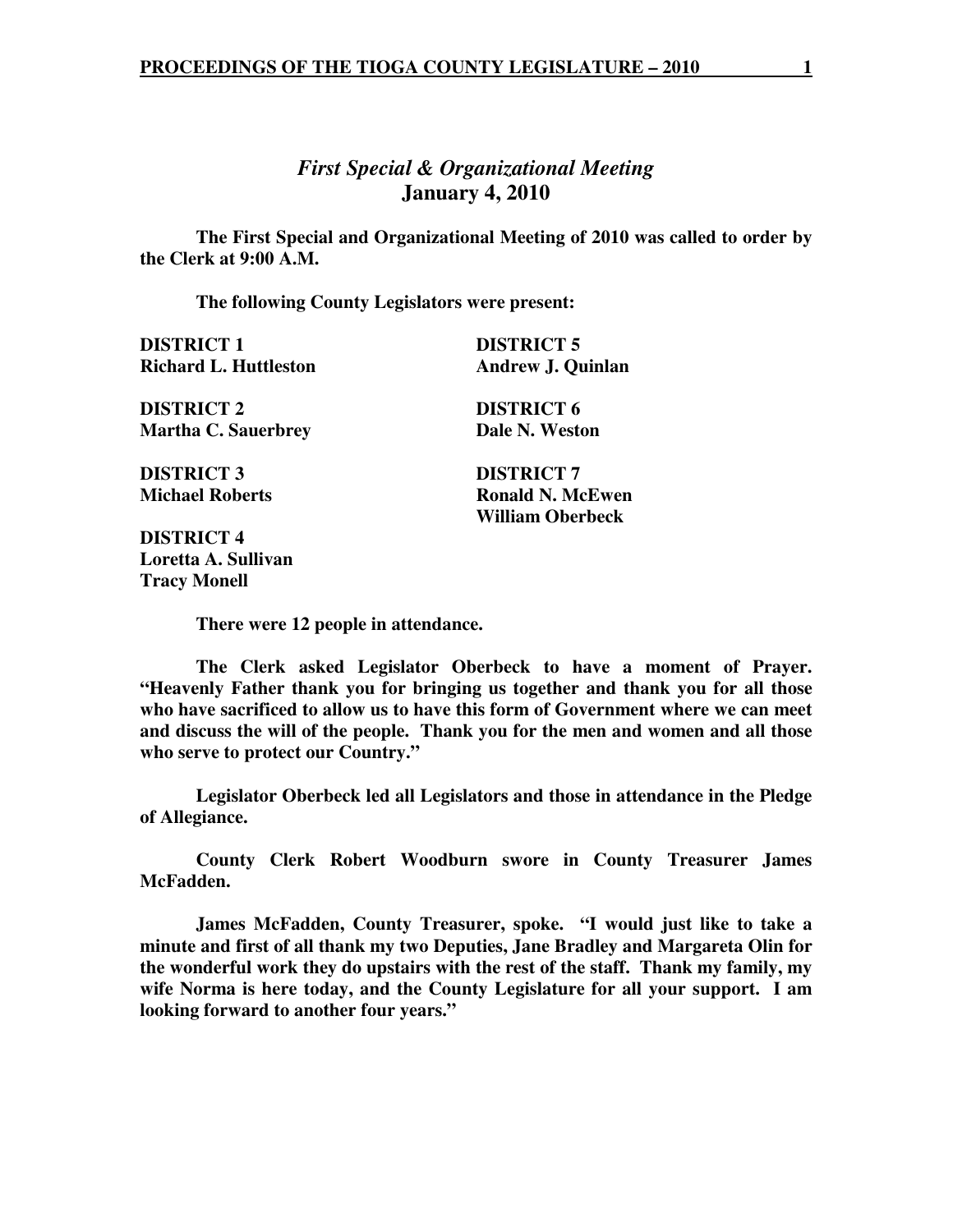## *First Special & Organizational Meeting*

## January 4, 2010

**The First Special and Organizational Meeting of 2010 was called to order by the Clerk at 9:00 A.M.**

**The following County Legislators were present:**

**DISTRICT 1**
**Richard L. Huttleston**

**DISTRICT 2**
**Martha C. Sauerbrey**

**DISTRICT 3**
**Michael Roberts**

**DISTRICT 4**
**Loretta A. Sullivan**
**Tracy Monell**

**DISTRICT 5**
**Andrew J. Quinlan**

**DISTRICT 6**
**Dale N. Weston**

**DISTRICT 7**
**Ronald N. McEwen**
**William Oberbeck**

**There were 12 people in attendance.**

**The Clerk asked Legislator Oberbeck to have a moment of Prayer. "Heavenly Father thank you for bringing us together and thank you for all those who have sacrificed to allow us to have this form of Government where we can meet and discuss the will of the people. Thank you for the men and women and all those who serve to protect our Country."**

**Legislator Oberbeck led all Legislators and those in attendance in the Pledge of Allegiance.**

**County Clerk Robert Woodburn swore in County Treasurer James McFadden.**

**James McFadden, County Treasurer, spoke. "I would just like to take a minute and first of all thank my two Deputies, Jane Bradley and Margareta Olin for the wonderful work they do upstairs with the rest of the staff. Thank my family, my wife Norma is here today, and the County Legislature for all your support. I am looking forward to another four years."**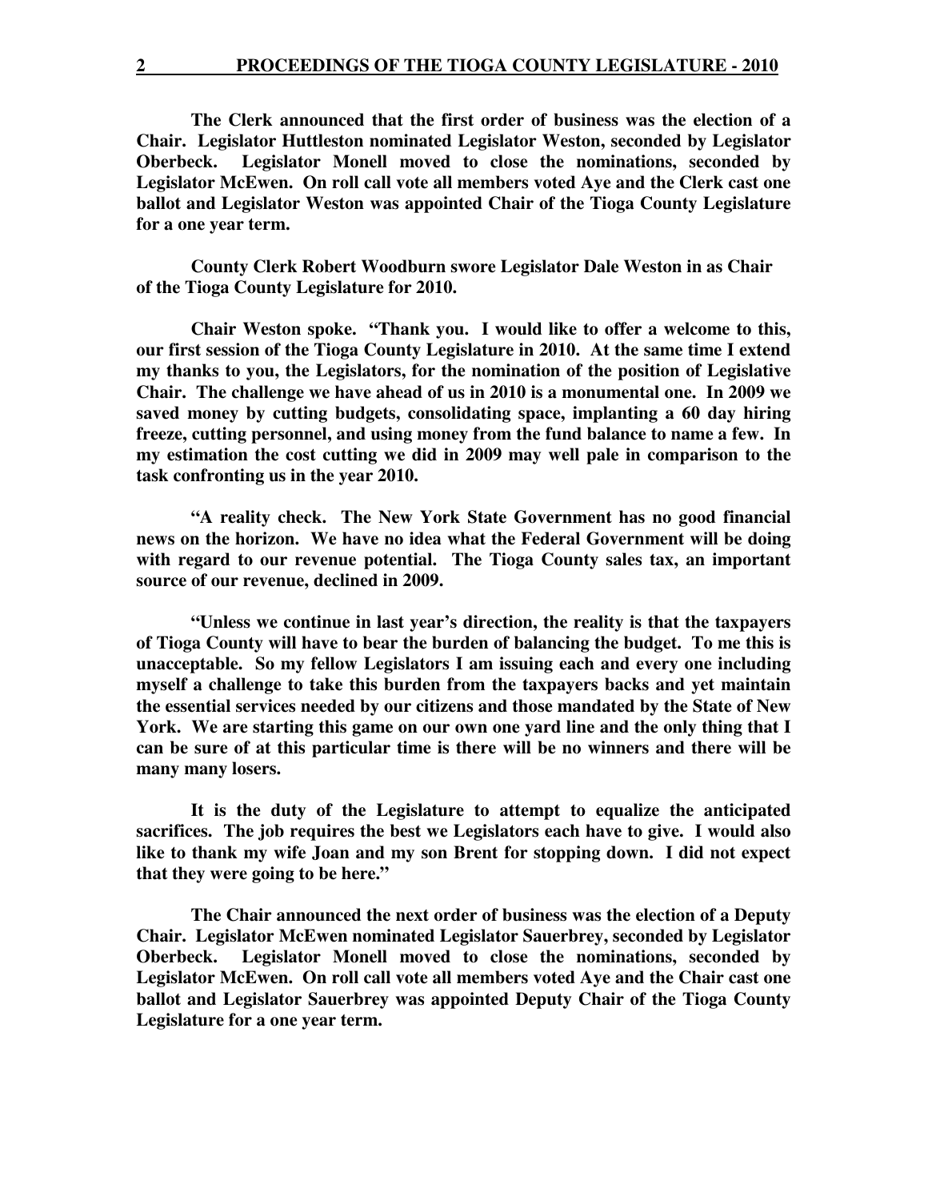**The Clerk announced that the first order of business was the election of a Chair. Legislator Huttleston nominated Legislator Weston, seconded by Legislator Oberbeck. Legislator Monell moved to close the nominations, seconded by Legislator McEwen. On roll call vote all members voted Aye and the Clerk cast one ballot and Legislator Weston was appointed Chair of the Tioga County Legislature for a one year term.**

**County Clerk Robert Woodburn swore Legislator Dale Weston in as Chair of the Tioga County Legislature for 2010.**

**Chair Weston spoke. "Thank you. I would like to offer a welcome to this, our first session of the Tioga County Legislature in 2010. At the same time I extend my thanks to you, the Legislators, for the nomination of the position of Legislative Chair. The challenge we have ahead of us in 2010 is a monumental one. In 2009 we saved money by cutting budgets, consolidating space, implanting a 60 day hiring freeze, cutting personnel, and using money from the fund balance to name a few. In my estimation the cost cutting we did in 2009 may well pale in comparison to the task confronting us in the year 2010.**

**"A reality check. The New York State Government has no good financial news on the horizon. We have no idea what the Federal Government will be doing with regard to our revenue potential. The Tioga County sales tax, an important source of our revenue, declined in 2009.**

**"Unless we continue in last year's direction, the reality is that the taxpayers of Tioga County will have to bear the burden of balancing the budget. To me this is unacceptable. So my fellow Legislators I am issuing each and every one including myself a challenge to take this burden from the taxpayers backs and yet maintain the essential services needed by our citizens and those mandated by the State of New York. We are starting this game on our own one yard line and the only thing that I can be sure of at this particular time is there will be no winners and there will be many many losers.**

**It is the duty of the Legislature to attempt to equalize the anticipated sacrifices. The job requires the best we Legislators each have to give. I would also like to thank my wife Joan and my son Brent for stopping down. I did not expect that they were going to be here."**

**The Chair announced the next order of business was the election of a Deputy Chair. Legislator McEwen nominated Legislator Sauerbrey, seconded by Legislator Oberbeck. Legislator Monell moved to close the nominations, seconded by Legislator McEwen. On roll call vote all members voted Aye and the Chair cast one ballot and Legislator Sauerbrey was appointed Deputy Chair of the Tioga County Legislature for a one year term.**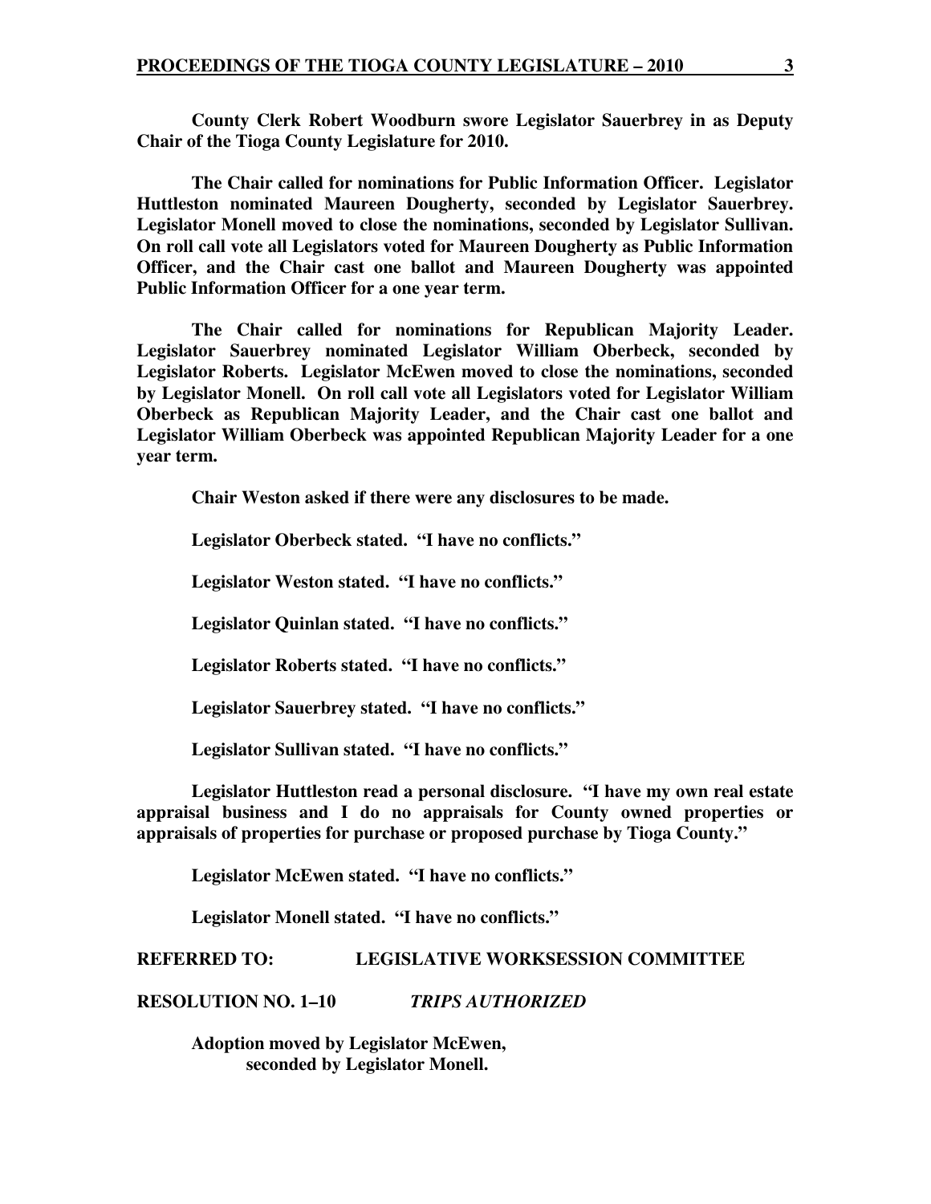**County Clerk Robert Woodburn swore Legislator Sauerbrey in as Deputy Chair of the Tioga County Legislature for 2010.**

**The Chair called for nominations for Public Information Officer. Legislator Huttleston nominated Maureen Dougherty, seconded by Legislator Sauerbrey. Legislator Monell moved to close the nominations, seconded by Legislator Sullivan. On roll call vote all Legislators voted for Maureen Dougherty as Public Information Officer, and the Chair cast one ballot and Maureen Dougherty was appointed Public Information Officer for a one year term.**

**The Chair called for nominations for Republican Majority Leader. Legislator Sauerbrey nominated Legislator William Oberbeck, seconded by Legislator Roberts. Legislator McEwen moved to close the nominations, seconded by Legislator Monell. On roll call vote all Legislators voted for Legislator William Oberbeck as Republican Majority Leader, and the Chair cast one ballot and Legislator William Oberbeck was appointed Republican Majority Leader for a one year term.**

**Chair Weston asked if there were any disclosures to be made.**

**Legislator Oberbeck stated. "I have no conflicts."**

**Legislator Weston stated. "I have no conflicts."**

**Legislator Quinlan stated. "I have no conflicts."**

**Legislator Roberts stated. "I have no conflicts."**

**Legislator Sauerbrey stated. "I have no conflicts."**

**Legislator Sullivan stated. "I have no conflicts."**

**Legislator Huttleston read a personal disclosure. "I have my own real estate appraisal business and I do no appraisals for County owned properties or appraisals of properties for purchase or proposed purchase by Tioga County."**

**Legislator McEwen stated. "I have no conflicts."**

**Legislator Monell stated. "I have no conflicts."**

**REFERRED TO: LEGISLATIVE WORKSESSION COMMITTEE**

**RESOLUTION NO. 1–10** ***TRIPS AUTHORIZED***

**Adoption moved by Legislator McEwen,**
**seconded by Legislator Monell.**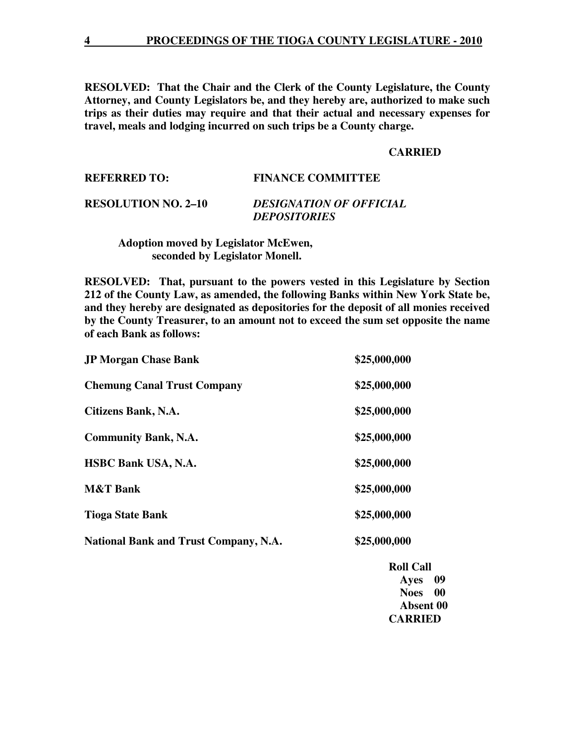**RESOLVED: That the Chair and the Clerk of the County Legislature, the County Attorney, and County Legislators be, and they hereby are, authorized to make such trips as their duties may require and that their actual and necessary expenses for travel, meals and lodging incurred on such trips be a County charge.**

**CARRIED**

**REFERRED TO: FINANCE COMMITTEE**

**RESOLUTION NO. 2–10** ***DESIGNATION OF OFFICIAL DEPOSITORIES***

**Adoption moved by Legislator McEwen, seconded by Legislator Monell.**

**RESOLVED: That, pursuant to the powers vested in this Legislature by Section 212 of the County Law, as amended, the following Banks within New York State be, and they hereby are designated as depositories for the deposit of all monies received by the County Treasurer, to an amount not to exceed the sum set opposite the name of each Bank as follows:**

| | |
|---|---|
| **JP Morgan Chase Bank** | **$25,000,000** |
| **Chemung Canal Trust Company** | **$25,000,000** |
| **Citizens Bank, N.A.** | **$25,000,000** |
| **Community Bank, N.A.** | **$25,000,000** |
| **HSBC Bank USA, N.A.** | **$25,000,000** |
| **M&T Bank** | **$25,000,000** |
| **Tioga State Bank** | **$25,000,000** |
| **National Bank and Trust Company, N.A.** | **$25,000,000** |

**Roll Call**
**Ayes 09**
**Noes 00**
**Absent 00**
**CARRIED**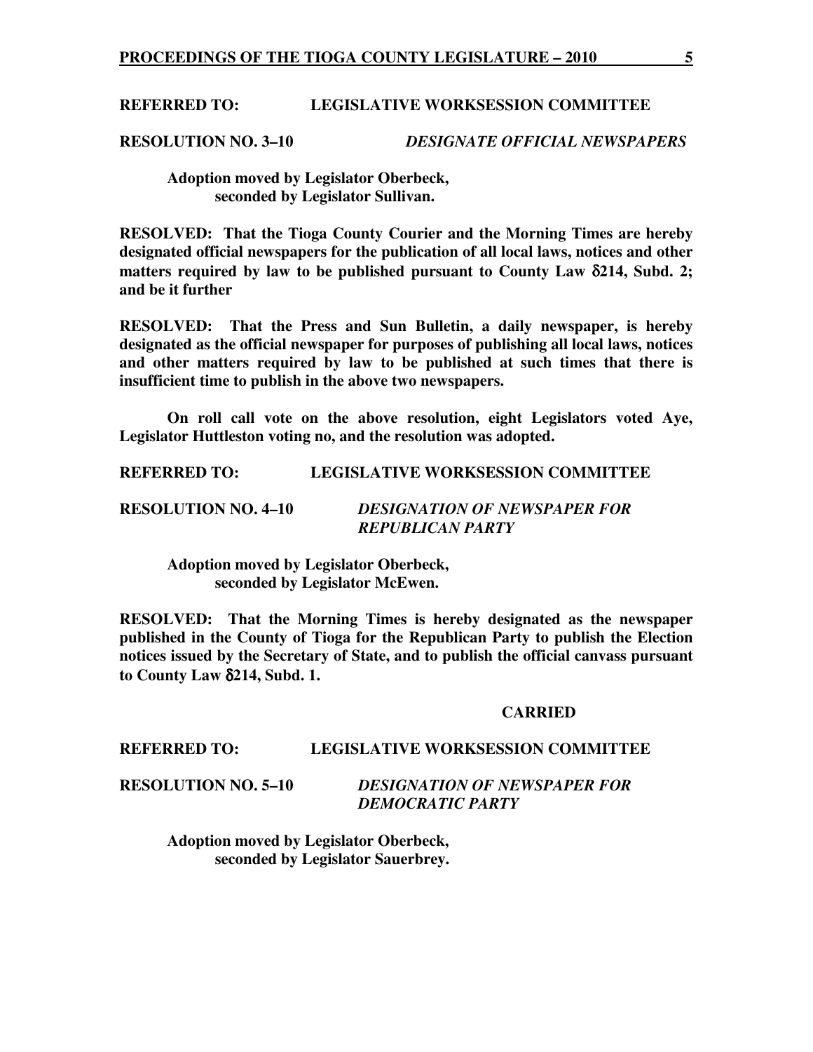**REFERRED TO: LEGISLATIVE WORKSESSION COMMITTEE**

**RESOLUTION NO. 3–10** ***DESIGNATE OFFICIAL NEWSPAPERS***

**Adoption moved by Legislator Oberbeck, seconded by Legislator Sullivan.**

**RESOLVED: That the Tioga County Courier and the Morning Times are hereby designated official newspapers for the publication of all local laws, notices and other matters required by law to be published pursuant to County Law δ214, Subd. 2; and be it further**

**RESOLVED: That the Press and Sun Bulletin, a daily newspaper, is hereby designated as the official newspaper for purposes of publishing all local laws, notices and other matters required by law to be published at such times that there is insufficient time to publish in the above two newspapers.**

**On roll call vote on the above resolution, eight Legislators voted Aye, Legislator Huttleston voting no, and the resolution was adopted.**

**REFERRED TO: LEGISLATIVE WORKSESSION COMMITTEE**

**RESOLUTION NO. 4–10** ***DESIGNATION OF NEWSPAPER FOR REPUBLICAN PARTY***

**Adoption moved by Legislator Oberbeck, seconded by Legislator McEwen.**

**RESOLVED: That the Morning Times is hereby designated as the newspaper published in the County of Tioga for the Republican Party to publish the Election notices issued by the Secretary of State, and to publish the official canvass pursuant to County Law δ214, Subd. 1.**

**CARRIED**

**REFERRED TO: LEGISLATIVE WORKSESSION COMMITTEE**

**RESOLUTION NO. 5–10** ***DESIGNATION OF NEWSPAPER FOR DEMOCRATIC PARTY***

**Adoption moved by Legislator Oberbeck, seconded by Legislator Sauerbrey.**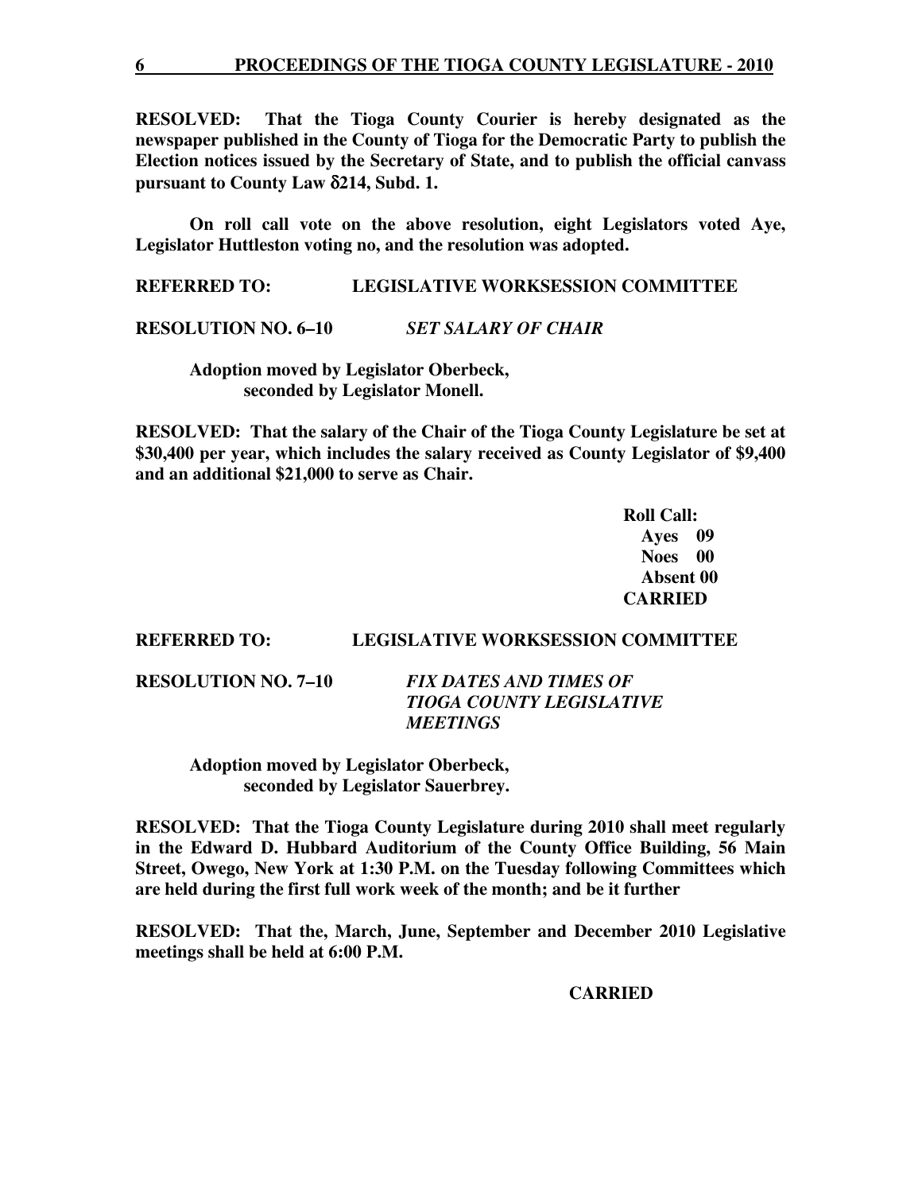**RESOLVED: That the Tioga County Courier is hereby designated as the newspaper published in the County of Tioga for the Democratic Party to publish the Election notices issued by the Secretary of State, and to publish the official canvass pursuant to County Law δ214, Subd. 1.**

**On roll call vote on the above resolution, eight Legislators voted Aye, Legislator Huttleston voting no, and the resolution was adopted.**

**REFERRED TO: LEGISLATIVE WORKSESSION COMMITTEE**

**RESOLUTION NO. 6–10** ***SET SALARY OF CHAIR***

**Adoption moved by Legislator Oberbeck, seconded by Legislator Monell.**

**RESOLVED: That the salary of the Chair of the Tioga County Legislature be set at $30,400 per year, which includes the salary received as County Legislator of $9,400 and an additional $21,000 to serve as Chair.**

**Roll Call:**
**Ayes 09**
**Noes 00**
**Absent 00**
**CARRIED**

**REFERRED TO: LEGISLATIVE WORKSESSION COMMITTEE**

**RESOLUTION NO. 7–10** ***FIX DATES AND TIMES OF TIOGA COUNTY LEGISLATIVE MEETINGS***

**Adoption moved by Legislator Oberbeck, seconded by Legislator Sauerbrey.**

**RESOLVED: That the Tioga County Legislature during 2010 shall meet regularly in the Edward D. Hubbard Auditorium of the County Office Building, 56 Main Street, Owego, New York at 1:30 P.M. on the Tuesday following Committees which are held during the first full work week of the month; and be it further**

**RESOLVED: That the, March, June, September and December 2010 Legislative meetings shall be held at 6:00 P.M.**

**CARRIED**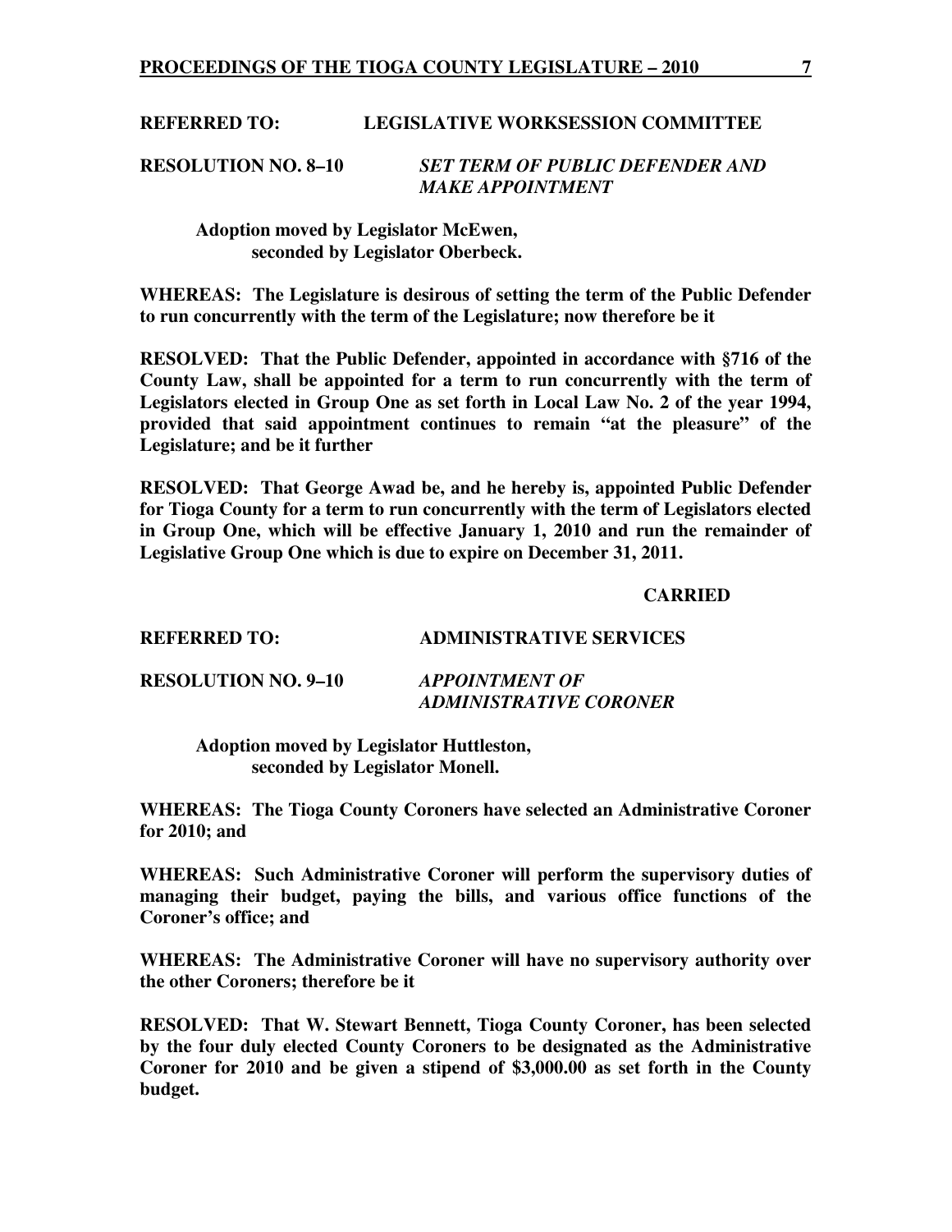**REFERRED TO: LEGISLATIVE WORKSESSION COMMITTEE**

**RESOLUTION NO. 8–10** ***SET TERM OF PUBLIC DEFENDER AND MAKE APPOINTMENT***

**Adoption moved by Legislator McEwen, seconded by Legislator Oberbeck.**

**WHEREAS: The Legislature is desirous of setting the term of the Public Defender to run concurrently with the term of the Legislature; now therefore be it**

**RESOLVED: That the Public Defender, appointed in accordance with §716 of the County Law, shall be appointed for a term to run concurrently with the term of Legislators elected in Group One as set forth in Local Law No. 2 of the year 1994, provided that said appointment continues to remain "at the pleasure" of the Legislature; and be it further**

**RESOLVED: That George Awad be, and he hereby is, appointed Public Defender for Tioga County for a term to run concurrently with the term of Legislators elected in Group One, which will be effective January 1, 2010 and run the remainder of Legislative Group One which is due to expire on December 31, 2011.**

**CARRIED**

**REFERRED TO: ADMINISTRATIVE SERVICES**

**RESOLUTION NO. 9–10** ***APPOINTMENT OF ADMINISTRATIVE CORONER***

**Adoption moved by Legislator Huttleston, seconded by Legislator Monell.**

**WHEREAS: The Tioga County Coroners have selected an Administrative Coroner for 2010; and**

**WHEREAS: Such Administrative Coroner will perform the supervisory duties of managing their budget, paying the bills, and various office functions of the Coroner's office; and**

**WHEREAS: The Administrative Coroner will have no supervisory authority over the other Coroners; therefore be it**

**RESOLVED: That W. Stewart Bennett, Tioga County Coroner, has been selected by the four duly elected County Coroners to be designated as the Administrative Coroner for 2010 and be given a stipend of $3,000.00 as set forth in the County budget.**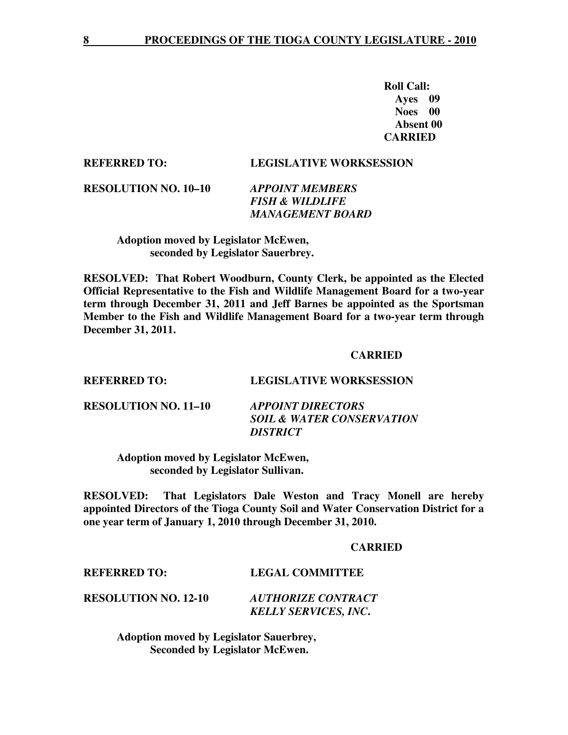**Roll Call:**
**Ayes 09**
**Noes 00**
**Absent 00**
**CARRIED**

**REFERRED TO: LEGISLATIVE WORKSESSION**

**RESOLUTION NO. 10–10** ***APPOINT MEMBERS FISH & WILDLIFE MANAGEMENT BOARD***

**Adoption moved by Legislator McEwen, seconded by Legislator Sauerbrey.**

**RESOLVED: That Robert Woodburn, County Clerk, be appointed as the Elected Official Representative to the Fish and Wildlife Management Board for a two-year term through December 31, 2011 and Jeff Barnes be appointed as the Sportsman Member to the Fish and Wildlife Management Board for a two-year term through December 31, 2011.**

**CARRIED**

**REFERRED TO: LEGISLATIVE WORKSESSION**

**RESOLUTION NO. 11–10** ***APPOINT DIRECTORS SOIL & WATER CONSERVATION DISTRICT***

**Adoption moved by Legislator McEwen, seconded by Legislator Sullivan.**

**RESOLVED: That Legislators Dale Weston and Tracy Monell are hereby appointed Directors of the Tioga County Soil and Water Conservation District for a one year term of January 1, 2010 through December 31, 2010.**

**CARRIED**

**REFERRED TO: LEGAL COMMITTEE**

**RESOLUTION NO. 12-10** ***AUTHORIZE CONTRACT KELLY SERVICES, INC.***

**Adoption moved by Legislator Sauerbrey, Seconded by Legislator McEwen.**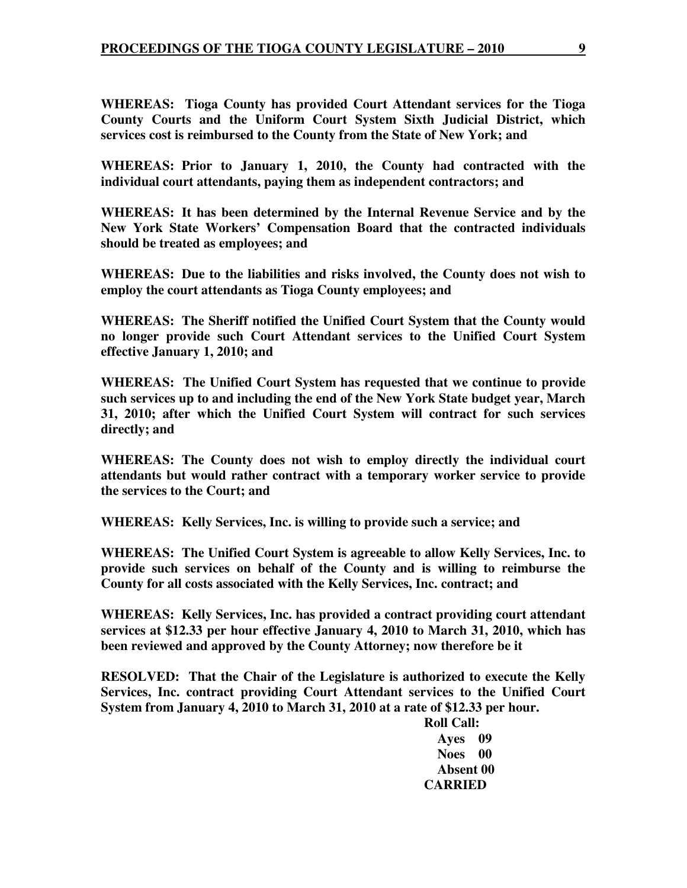**WHEREAS: Tioga County has provided Court Attendant services for the Tioga County Courts and the Uniform Court System Sixth Judicial District, which services cost is reimbursed to the County from the State of New York; and**

**WHEREAS: Prior to January 1, 2010, the County had contracted with the individual court attendants, paying them as independent contractors; and**

**WHEREAS: It has been determined by the Internal Revenue Service and by the New York State Workers' Compensation Board that the contracted individuals should be treated as employees; and**

**WHEREAS: Due to the liabilities and risks involved, the County does not wish to employ the court attendants as Tioga County employees; and**

**WHEREAS: The Sheriff notified the Unified Court System that the County would no longer provide such Court Attendant services to the Unified Court System effective January 1, 2010; and**

**WHEREAS: The Unified Court System has requested that we continue to provide such services up to and including the end of the New York State budget year, March 31, 2010; after which the Unified Court System will contract for such services directly; and**

**WHEREAS: The County does not wish to employ directly the individual court attendants but would rather contract with a temporary worker service to provide the services to the Court; and**

**WHEREAS: Kelly Services, Inc. is willing to provide such a service; and**

**WHEREAS: The Unified Court System is agreeable to allow Kelly Services, Inc. to provide such services on behalf of the County and is willing to reimburse the County for all costs associated with the Kelly Services, Inc. contract; and**

**WHEREAS: Kelly Services, Inc. has provided a contract providing court attendant services at $12.33 per hour effective January 4, 2010 to March 31, 2010, which has been reviewed and approved by the County Attorney; now therefore be it**

**RESOLVED: That the Chair of the Legislature is authorized to execute the Kelly Services, Inc. contract providing Court Attendant services to the Unified Court System from January 4, 2010 to March 31, 2010 at a rate of $12.33 per hour.**

**Roll Call:**
**Ayes 09**
**Noes 00**
**Absent 00**
**CARRIED**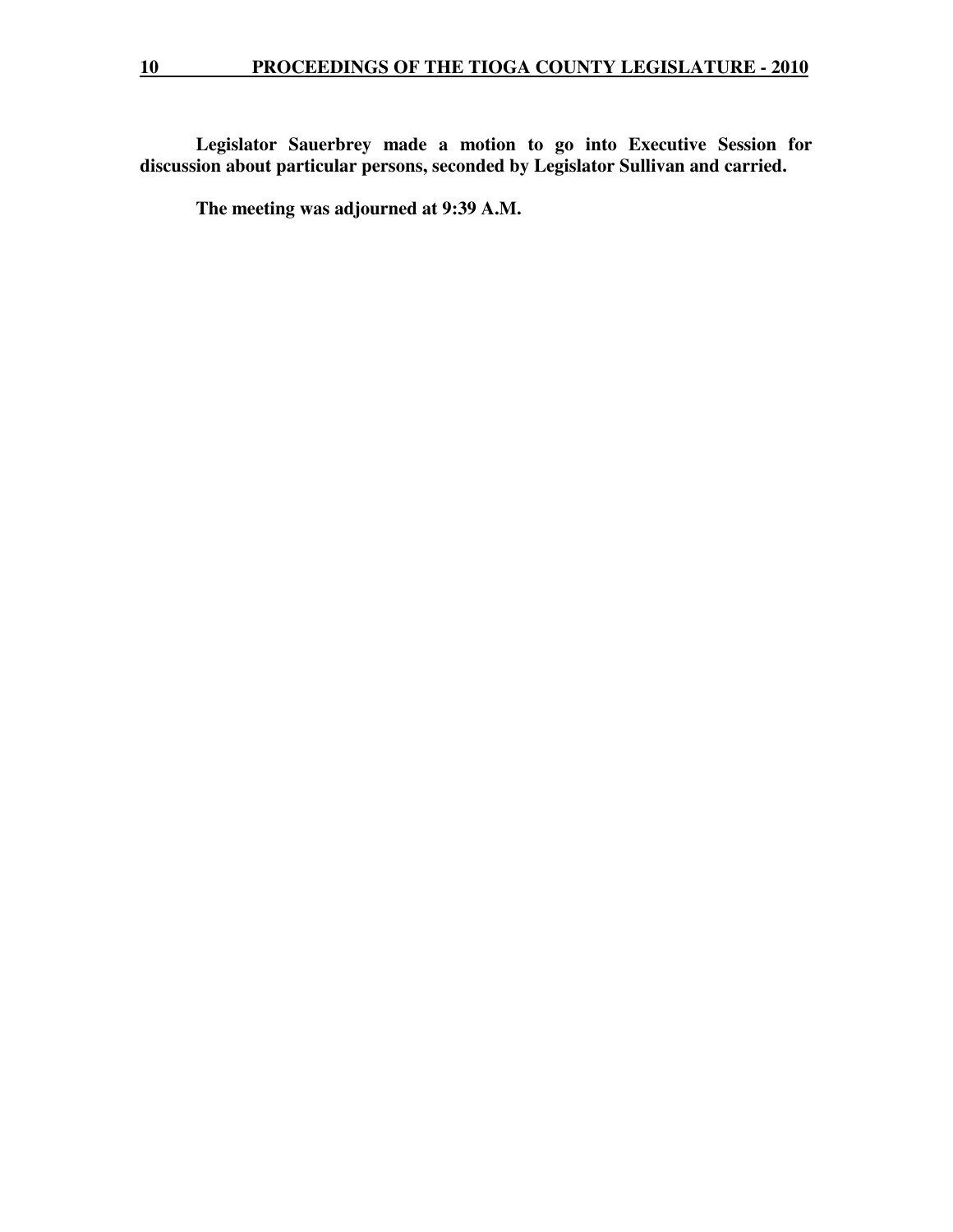**Legislator Sauerbrey made a motion to go into Executive Session for discussion about particular persons, seconded by Legislator Sullivan and carried.**

**The meeting was adjourned at 9:39 A.M.**